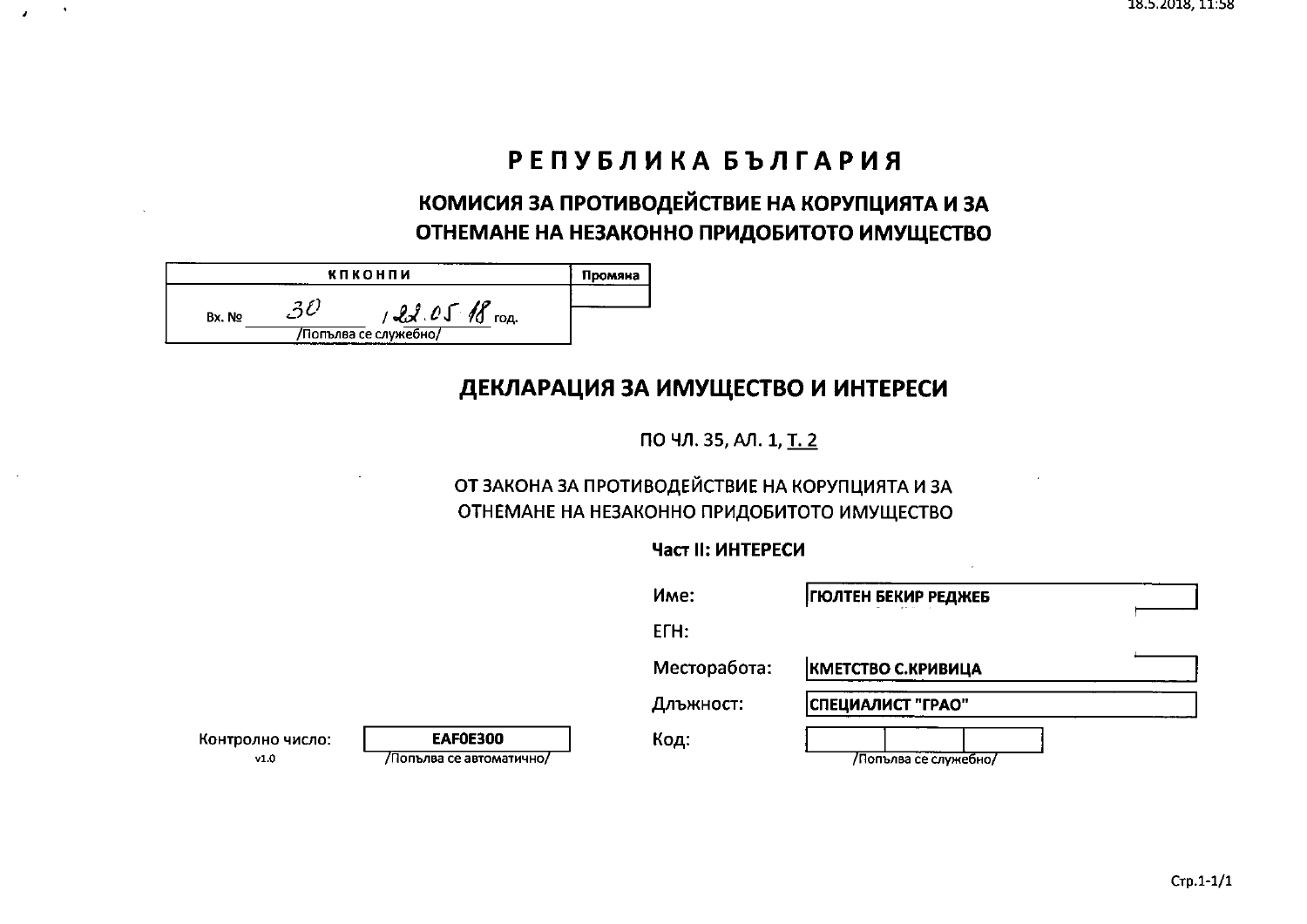# РЕПУБЛИКА БЪЛГАРИЯ

## КОМИСИЯ ЗА ПРОТИВОДЕЙСТВИЕ НА КОРУПЦИЯТА И ЗА ОТНЕМАНЕ НА НЕЗАКОННО ПРИДОБИТОТО ИМУЩЕСТВО

| КПКОНПИ | Промяна |
|---|---|
| Вх. № 30 / 22.05.18 год. /Попълва се служебно/ | |

## ДЕКЛАРАЦИЯ ЗА ИМУЩЕСТВО И ИНТЕРЕСИ

ПО ЧЛ. 35, АЛ. 1, Т. 2

ОТ ЗАКОНА ЗА ПРОТИВОДЕЙСТВИЕ НА КОРУПЦИЯТА И ЗА ОТНЕМАНЕ НА НЕЗАКОННО ПРИДОБИТОТО ИМУЩЕСТВО

**Част II: ИНТЕРЕСИ**

Име: ГЮЛТЕН БЕКИР РЕДЖЕБ

ЕГН:

Месторабота: КМЕТСТВО С.КРИВИЦА

Длъжност: СПЕЦИАЛИСТ "ГРАО"

Код: /Попълва се служебно/

Контролно число: EAF0E300 /Попълва се автоматично/

v1.0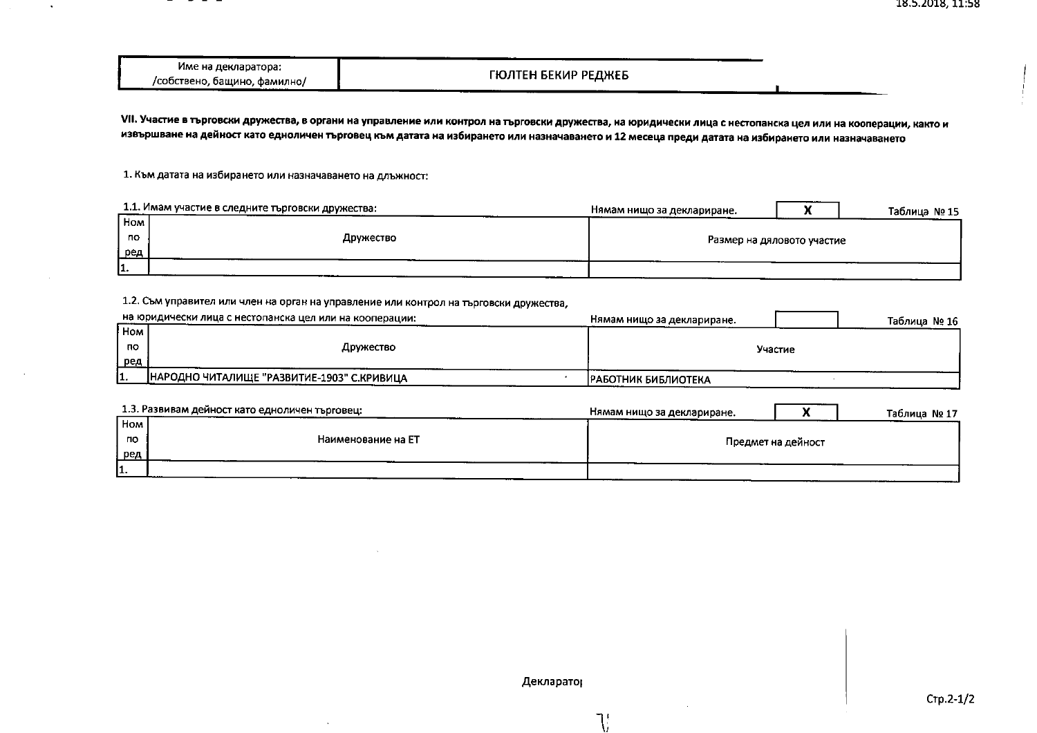| Име на декларатора: /собствено, бащино, фамилно/ | ГЮЛТЕН БЕКИР РЕДЖЕБ |
|---|---|

**VII. Участие в търговски дружества, в органи на управление или контрол на търговски дружества, на юридически лица с нестопанска цел или на кооперации, както и извършване на дейност като едноличен търговец към датата на избирането или назначаването и 12 месеца преди датата на избирането или назначаването**

1. Към датата на избирането или назначаването на длъжност:

1.1. Имам участие в следните търговски дружества: Нямам нищо за деклариране. **X** Таблица № 15

| Ном по ред | Дружество | Размер на дяловото участие |
|---|---|---|
| 1. | | |

1.2. Съм управител или член на орган на управление или контрол на търговски дружества, на юридически лица с нестопанска цел или на кооперации: Нямам нищо за деклариране. Таблица № 16

| Ном по ред | Дружество | Участие |
|---|---|---|
| 1. | НАРОДНО ЧИТАЛИЩЕ "РАЗВИТИЕ-1903" С.КРИВИЦА | РАБОТНИК БИБЛИОТЕКА |

1.3. Развивам дейност като едноличен търговец: Нямам нищо за деклариране. **X** Таблица № 17

| Ном по ред | Наименование на ЕТ | Предмет на дейност |
|---|---|---|
| 1. | | |

Декларатор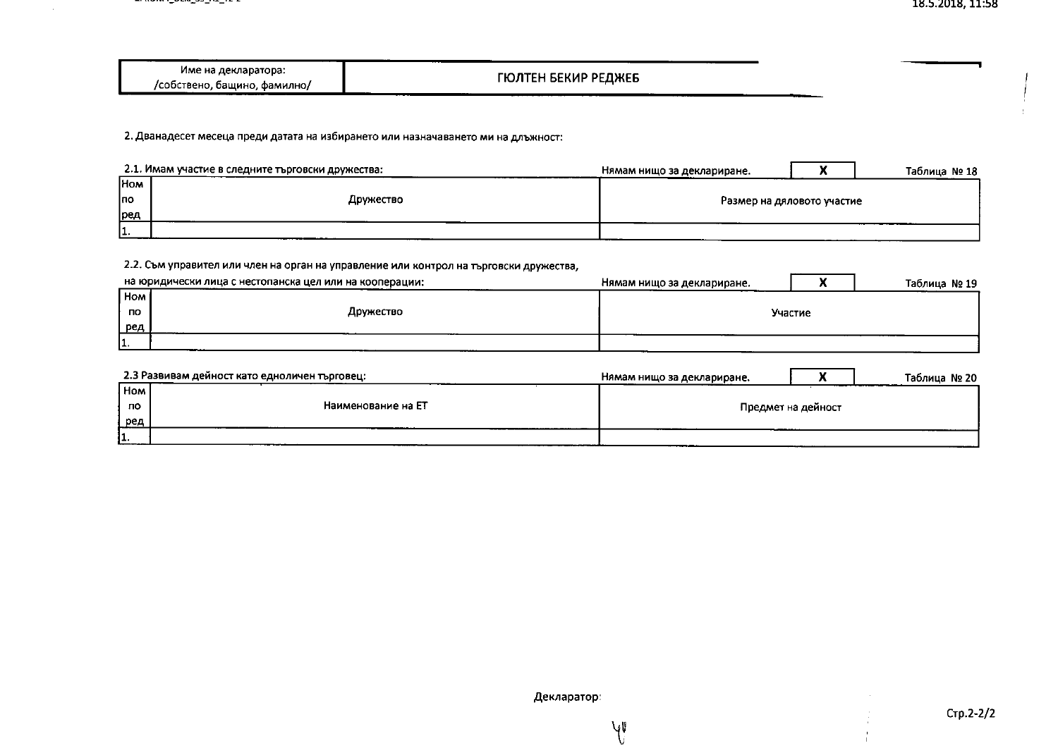| Име на декларатора: /собствено, бащино, фамилно/ | ГЮЛТЕН БЕКИР РЕДЖЕБ |
|---|---|

2. Дванадесет месеца преди датата на избирането или назначаването ми на длъжност:

2.1. Имам участие в следните търговски дружества: Нямам нищо за деклариране. **X** Таблица № 18

| Ном по ред | Дружество | Размер на дяловото участие |
|---|---|---|
| 1. | | |

2.2. Съм управител или член на орган на управление или контрол на търговски дружества, на юридически лица с нестопанска цел или на кооперации: Нямам нищо за деклариране. **X** Таблица № 19

| Ном по ред | Дружество | Участие |
|---|---|---|
| 1. | | |

2.3 Развивам дейност като едноличен търговец: Нямам нищо за деклариране. **X** Таблица № 20

| Ном по ред | Наименование на ЕТ | Предмет на дейност |
|---|---|---|
| 1. | | |

Декларатор: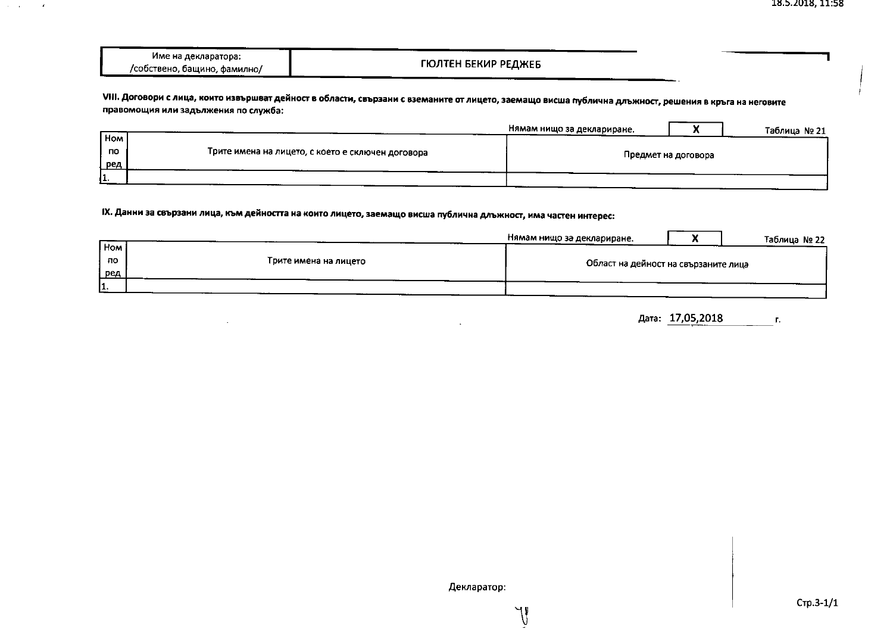| Име на декларатора: /собствено, бащино, фамилно/ | ГЮЛТЕН БЕКИР РЕДЖЕБ |
|---|---|

**VIII. Договори с лица, които извършват дейност в области, свързани с вземаните от лицето, заемащо висша публична длъжност, решения в кръга на неговите правомощия или задължения по служба:**

Нямам нищо за деклариране. **X** Таблица № 21

| Ном по ред | Трите имена на лицето, с което е сключен договора | Предмет на договора |
|---|---|---|
| 1. | | |

**IX. Данни за свързани лица, към дейността на които лицето, заемащо висша публична длъжност, има частен интерес:**

Нямам нищо за деклариране. **X** Таблица № 22

| Ном по ред | Трите имена на лицето | Област на дейност на свързаните лица |
|---|---|---|
| 1. | | |

Дата: 17,05,2018 г.

Декларатор: